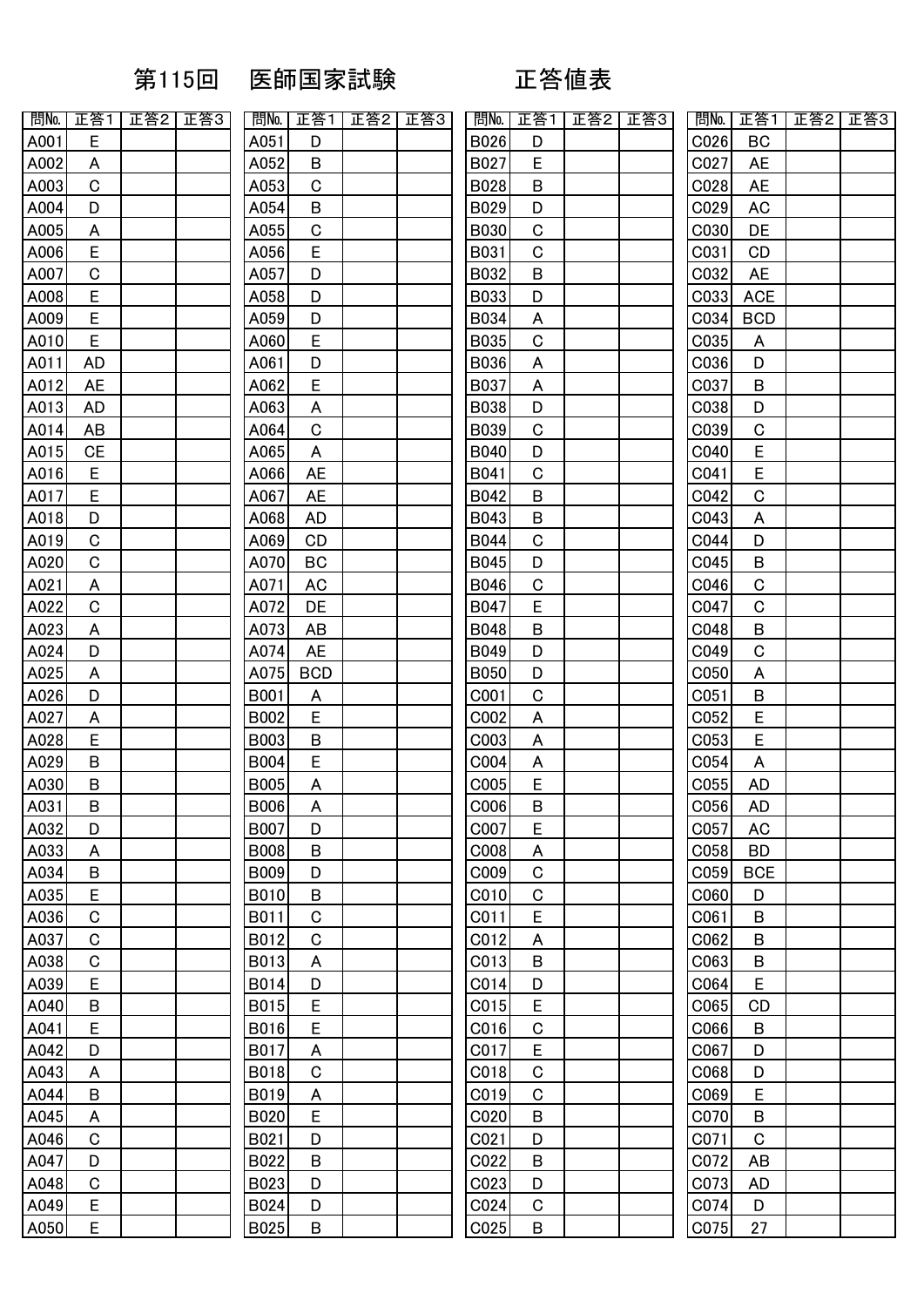# 第115回　医師国家試験　　　　正答値表

| 問No. | 正答1 | 正答2 | 正答3 | 問No. | 正答1 | 正答2 | 正答3 | 問No. | 正答1 | 正答2 | 正答3 | 問No. | 正答1 | 正答2 | 正答3 |
|---|---|---|---|---|---|---|---|---|---|---|---|---|---|---|---|
| A001 | E | | | A051 | D | | | B026 | D | | | C026 | BC | | |
| A002 | A | | | A052 | B | | | B027 | E | | | C027 | AE | | |
| A003 | C | | | A053 | C | | | B028 | B | | | C028 | AE | | |
| A004 | D | | | A054 | B | | | B029 | D | | | C029 | AC | | |
| A005 | A | | | A055 | C | | | B030 | C | | | C030 | DE | | |
| A006 | E | | | A056 | E | | | B031 | C | | | C031 | CD | | |
| A007 | C | | | A057 | D | | | B032 | B | | | C032 | AE | | |
| A008 | E | | | A058 | D | | | B033 | D | | | C033 | ACE | | |
| A009 | E | | | A059 | D | | | B034 | A | | | C034 | BCD | | |
| A010 | E | | | A060 | E | | | B035 | C | | | C035 | A | | |
| A011 | AD | | | A061 | D | | | B036 | A | | | C036 | D | | |
| A012 | AE | | | A062 | E | | | B037 | A | | | C037 | B | | |
| A013 | AD | | | A063 | A | | | B038 | D | | | C038 | D | | |
| A014 | AB | | | A064 | C | | | B039 | C | | | C039 | C | | |
| A015 | CE | | | A065 | A | | | B040 | D | | | C040 | E | | |
| A016 | E | | | A066 | AE | | | B041 | C | | | C041 | E | | |
| A017 | E | | | A067 | AE | | | B042 | B | | | C042 | C | | |
| A018 | D | | | A068 | AD | | | B043 | B | | | C043 | A | | |
| A019 | C | | | A069 | CD | | | B044 | C | | | C044 | D | | |
| A020 | C | | | A070 | BC | | | B045 | D | | | C045 | B | | |
| A021 | A | | | A071 | AC | | | B046 | C | | | C046 | C | | |
| A022 | C | | | A072 | DE | | | B047 | E | | | C047 | C | | |
| A023 | A | | | A073 | AB | | | B048 | B | | | C048 | B | | |
| A024 | D | | | A074 | AE | | | B049 | D | | | C049 | C | | |
| A025 | A | | | A075 | BCD | | | B050 | D | | | C050 | A | | |
| A026 | D | | | B001 | A | | | C001 | C | | | C051 | B | | |
| A027 | A | | | B002 | E | | | C002 | A | | | C052 | E | | |
| A028 | E | | | B003 | B | | | C003 | A | | | C053 | E | | |
| A029 | B | | | B004 | E | | | C004 | A | | | C054 | A | | |
| A030 | B | | | B005 | A | | | C005 | E | | | C055 | AD | | |
| A031 | B | | | B006 | A | | | C006 | B | | | C056 | AD | | |
| A032 | D | | | B007 | D | | | C007 | E | | | C057 | AC | | |
| A033 | A | | | B008 | B | | | C008 | A | | | C058 | BD | | |
| A034 | B | | | B009 | D | | | C009 | C | | | C059 | BCE | | |
| A035 | E | | | B010 | B | | | C010 | C | | | C060 | D | | |
| A036 | C | | | B011 | C | | | C011 | E | | | C061 | B | | |
| A037 | C | | | B012 | C | | | C012 | A | | | C062 | B | | |
| A038 | C | | | B013 | A | | | C013 | B | | | C063 | B | | |
| A039 | E | | | B014 | D | | | C014 | D | | | C064 | E | | |
| A040 | B | | | B015 | E | | | C015 | E | | | C065 | CD | | |
| A041 | E | | | B016 | E | | | C016 | C | | | C066 | B | | |
| A042 | D | | | B017 | A | | | C017 | E | | | C067 | D | | |
| A043 | A | | | B018 | C | | | C018 | C | | | C068 | D | | |
| A044 | B | | | B019 | A | | | C019 | C | | | C069 | E | | |
| A045 | A | | | B020 | E | | | C020 | B | | | C070 | B | | |
| A046 | C | | | B021 | D | | | C021 | D | | | C071 | C | | |
| A047 | D | | | B022 | B | | | C022 | B | | | C072 | AB | | |
| A048 | C | | | B023 | D | | | C023 | D | | | C073 | AD | | |
| A049 | E | | | B024 | D | | | C024 | C | | | C074 | D | | |
| A050 | E | | | B025 | B | | | C025 | B | | | C075 | 27 | | |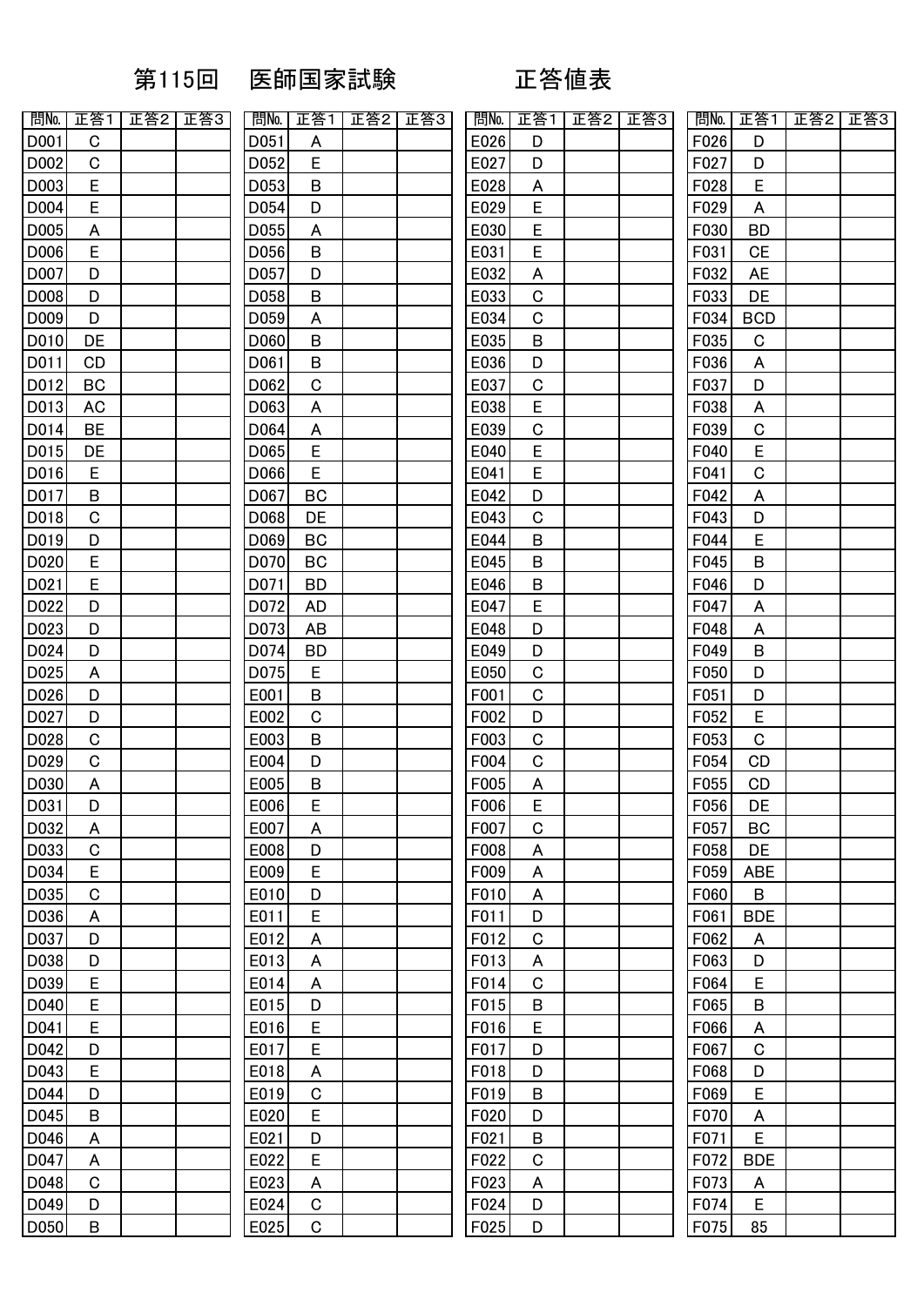# 第115回　医師国家試験　　　　　正答値表

| 問No. | 正答1 | 正答2 | 正答3 | 問No. | 正答1 | 正答2 | 正答3 | 問No. | 正答1 | 正答2 | 正答3 | 問No. | 正答1 | 正答2 | 正答3 |
|---|---|---|---|---|---|---|---|---|---|---|---|---|---|---|---|
| D001 | C | | | D051 | A | | | E026 | D | | | F026 | D | | |
| D002 | C | | | D052 | E | | | E027 | D | | | F027 | D | | |
| D003 | E | | | D053 | B | | | E028 | A | | | F028 | E | | |
| D004 | E | | | D054 | D | | | E029 | E | | | F029 | A | | |
| D005 | A | | | D055 | A | | | E030 | E | | | F030 | BD | | |
| D006 | E | | | D056 | B | | | E031 | E | | | F031 | CE | | |
| D007 | D | | | D057 | D | | | E032 | A | | | F032 | AE | | |
| D008 | D | | | D058 | B | | | E033 | C | | | F033 | DE | | |
| D009 | D | | | D059 | A | | | E034 | C | | | F034 | BCD | | |
| D010 | DE | | | D060 | B | | | E035 | B | | | F035 | C | | |
| D011 | CD | | | D061 | B | | | E036 | D | | | F036 | A | | |
| D012 | BC | | | D062 | C | | | E037 | C | | | F037 | D | | |
| D013 | AC | | | D063 | A | | | E038 | E | | | F038 | A | | |
| D014 | BE | | | D064 | A | | | E039 | C | | | F039 | C | | |
| D015 | DE | | | D065 | E | | | E040 | E | | | F040 | E | | |
| D016 | E | | | D066 | E | | | E041 | E | | | F041 | C | | |
| D017 | B | | | D067 | BC | | | E042 | D | | | F042 | A | | |
| D018 | C | | | D068 | DE | | | E043 | C | | | F043 | D | | |
| D019 | D | | | D069 | BC | | | E044 | B | | | F044 | E | | |
| D020 | E | | | D070 | BC | | | E045 | B | | | F045 | B | | |
| D021 | E | | | D071 | BD | | | E046 | B | | | F046 | D | | |
| D022 | D | | | D072 | AD | | | E047 | E | | | F047 | A | | |
| D023 | D | | | D073 | AB | | | E048 | D | | | F048 | A | | |
| D024 | D | | | D074 | BD | | | E049 | D | | | F049 | B | | |
| D025 | A | | | D075 | E | | | E050 | C | | | F050 | D | | |
| D026 | D | | | E001 | B | | | F001 | C | | | F051 | D | | |
| D027 | D | | | E002 | C | | | F002 | D | | | F052 | E | | |
| D028 | C | | | E003 | B | | | F003 | C | | | F053 | C | | |
| D029 | C | | | E004 | D | | | F004 | C | | | F054 | CD | | |
| D030 | A | | | E005 | B | | | F005 | A | | | F055 | CD | | |
| D031 | D | | | E006 | E | | | F006 | E | | | F056 | DE | | |
| D032 | A | | | E007 | A | | | F007 | C | | | F057 | BC | | |
| D033 | C | | | E008 | D | | | F008 | A | | | F058 | DE | | |
| D034 | E | | | E009 | E | | | F009 | A | | | F059 | ABE | | |
| D035 | C | | | E010 | D | | | F010 | A | | | F060 | B | | |
| D036 | A | | | E011 | E | | | F011 | D | | | F061 | BDE | | |
| D037 | D | | | E012 | A | | | F012 | C | | | F062 | A | | |
| D038 | D | | | E013 | A | | | F013 | A | | | F063 | D | | |
| D039 | E | | | E014 | A | | | F014 | C | | | F064 | E | | |
| D040 | E | | | E015 | D | | | F015 | B | | | F065 | B | | |
| D041 | E | | | E016 | E | | | F016 | E | | | F066 | A | | |
| D042 | D | | | E017 | E | | | F017 | D | | | F067 | C | | |
| D043 | E | | | E018 | A | | | F018 | D | | | F068 | D | | |
| D044 | D | | | E019 | C | | | F019 | B | | | F069 | E | | |
| D045 | B | | | E020 | E | | | F020 | D | | | F070 | A | | |
| D046 | A | | | E021 | D | | | F021 | B | | | F071 | E | | |
| D047 | A | | | E022 | E | | | F022 | C | | | F072 | BDE | | |
| D048 | C | | | E023 | A | | | F023 | A | | | F073 | A | | |
| D049 | D | | | E024 | C | | | F024 | D | | | F074 | E | | |
| D050 | B | | | E025 | C | | | F025 | D | | | F075 | 85 | | |